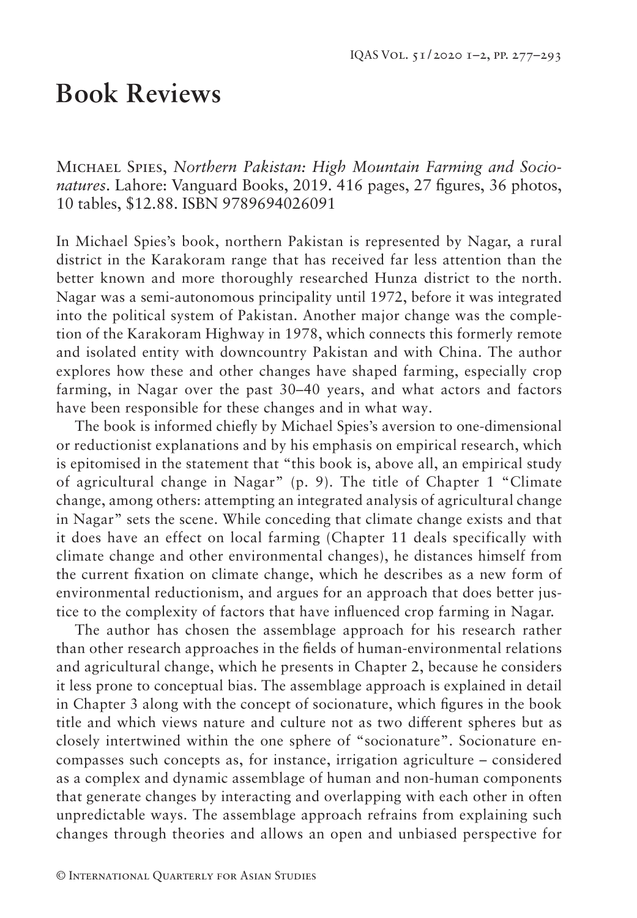# Book Reviews

MICHAEL SPIES, *Northern Pakistan: High Mountain Farming and Socionatures*. Lahore: Vanguard Books, 2019. 416 pages, 27 figures, 36 photos, 10 tables, $12.88. ISBN 9789694026091

In Michael Spies's book, northern Pakistan is represented by Nagar, a rural district in the Karakoram range that has received far less attention than the better known and more thoroughly researched Hunza district to the north. Nagar was a semi-autonomous principality until 1972, before it was integrated into the political system of Pakistan. Another major change was the completion of the Karakoram Highway in 1978, which connects this formerly remote and isolated entity with downcountry Pakistan and with China. The author explores how these and other changes have shaped farming, especially crop farming, in Nagar over the past 30–40 years, and what actors and factors have been responsible for these changes and in what way.

The book is informed chiefly by Michael Spies's aversion to one-dimensional or reductionist explanations and by his emphasis on empirical research, which is epitomised in the statement that "this book is, above all, an empirical study of agricultural change in Nagar" (p. 9). The title of Chapter 1 "Climate change, among others: attempting an integrated analysis of agricultural change in Nagar" sets the scene. While conceding that climate change exists and that it does have an effect on local farming (Chapter 11 deals specifically with climate change and other environmental changes), he distances himself from the current fixation on climate change, which he describes as a new form of environmental reductionism, and argues for an approach that does better justice to the complexity of factors that have influenced crop farming in Nagar.

The author has chosen the assemblage approach for his research rather than other research approaches in the fields of human-environmental relations and agricultural change, which he presents in Chapter 2, because he considers it less prone to conceptual bias. The assemblage approach is explained in detail in Chapter 3 along with the concept of socionature, which figures in the book title and which views nature and culture not as two different spheres but as closely intertwined within the one sphere of "socionature". Socionature encompasses such concepts as, for instance, irrigation agriculture – considered as a complex and dynamic assemblage of human and non-human components that generate changes by interacting and overlapping with each other in often unpredictable ways. The assemblage approach refrains from explaining such changes through theories and allows an open and unbiased perspective for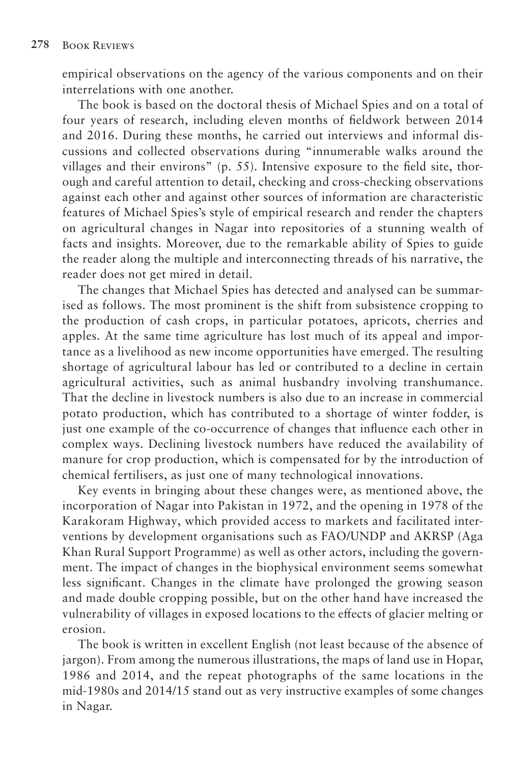empirical observations on the agency of the various components and on their interrelations with one another.

The book is based on the doctoral thesis of Michael Spies and on a total of four years of research, including eleven months of fieldwork between 2014 and 2016. During these months, he carried out interviews and informal discussions and collected observations during "innumerable walks around the villages and their environs" (p. 55). Intensive exposure to the field site, thorough and careful attention to detail, checking and cross-checking observations against each other and against other sources of information are characteristic features of Michael Spies's style of empirical research and render the chapters on agricultural changes in Nagar into repositories of a stunning wealth of facts and insights. Moreover, due to the remarkable ability of Spies to guide the reader along the multiple and interconnecting threads of his narrative, the reader does not get mired in detail.

The changes that Michael Spies has detected and analysed can be summarised as follows. The most prominent is the shift from subsistence cropping to the production of cash crops, in particular potatoes, apricots, cherries and apples. At the same time agriculture has lost much of its appeal and importance as a livelihood as new income opportunities have emerged. The resulting shortage of agricultural labour has led or contributed to a decline in certain agricultural activities, such as animal husbandry involving transhumance. That the decline in livestock numbers is also due to an increase in commercial potato production, which has contributed to a shortage of winter fodder, is just one example of the co-occurrence of changes that influence each other in complex ways. Declining livestock numbers have reduced the availability of manure for crop production, which is compensated for by the introduction of chemical fertilisers, as just one of many technological innovations.

Key events in bringing about these changes were, as mentioned above, the incorporation of Nagar into Pakistan in 1972, and the opening in 1978 of the Karakoram Highway, which provided access to markets and facilitated interventions by development organisations such as FAO/UNDP and AKRSP (Aga Khan Rural Support Programme) as well as other actors, including the government. The impact of changes in the biophysical environment seems somewhat less significant. Changes in the climate have prolonged the growing season and made double cropping possible, but on the other hand have increased the vulnerability of villages in exposed locations to the effects of glacier melting or erosion.

The book is written in excellent English (not least because of the absence of jargon). From among the numerous illustrations, the maps of land use in Hopar, 1986 and 2014, and the repeat photographs of the same locations in the mid-1980s and 2014/15 stand out as very instructive examples of some changes in Nagar.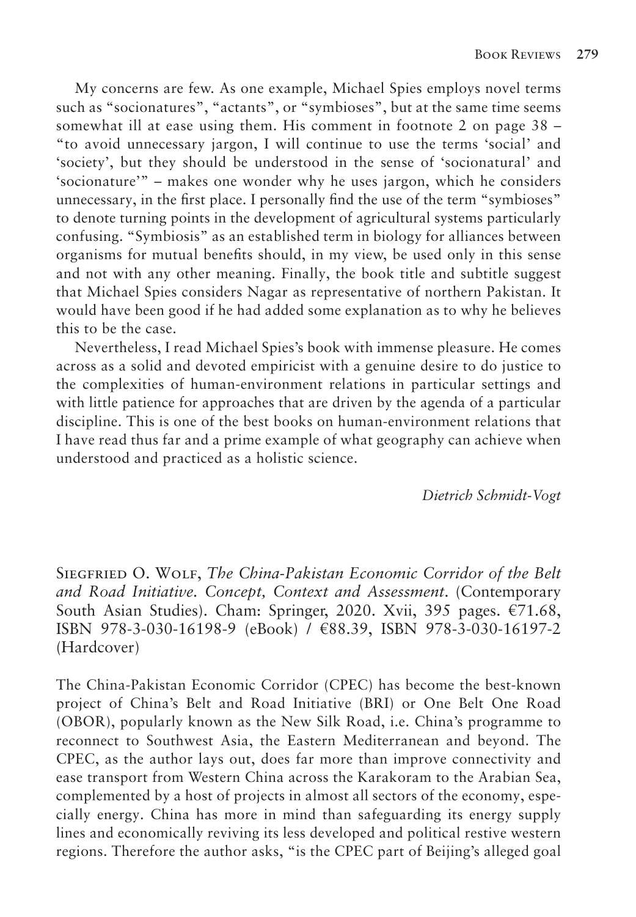My concerns are few. As one example, Michael Spies employs novel terms such as "socionatures", "actants", or "symbioses", but at the same time seems somewhat ill at ease using them. His comment in footnote 2 on page 38 – "to avoid unnecessary jargon, I will continue to use the terms 'social' and 'society', but they should be understood in the sense of 'socionatural' and 'socionature'" – makes one wonder why he uses jargon, which he considers unnecessary, in the first place. I personally find the use of the term "symbioses" to denote turning points in the development of agricultural systems particularly confusing. "Symbiosis" as an established term in biology for alliances between organisms for mutual benefits should, in my view, be used only in this sense and not with any other meaning. Finally, the book title and subtitle suggest that Michael Spies considers Nagar as representative of northern Pakistan. It would have been good if he had added some explanation as to why he believes this to be the case.

Nevertheless, I read Michael Spies's book with immense pleasure. He comes across as a solid and devoted empiricist with a genuine desire to do justice to the complexities of human-environment relations in particular settings and with little patience for approaches that are driven by the agenda of a particular discipline. This is one of the best books on human-environment relations that I have read thus far and a prime example of what geography can achieve when understood and practiced as a holistic science.

*Dietrich Schmidt-Vogt*

Siegfried O. Wolf, *The China-Pakistan Economic Corridor of the Belt and Road Initiative. Concept, Context and Assessment.* (Contemporary South Asian Studies). Cham: Springer, 2020. Xvii, 395 pages. €71.68, ISBN 978-3-030-16198-9 (eBook) / €88.39, ISBN 978-3-030-16197-2 (Hardcover)

The China-Pakistan Economic Corridor (CPEC) has become the best-known project of China's Belt and Road Initiative (BRI) or One Belt One Road (OBOR), popularly known as the New Silk Road, i.e. China's programme to reconnect to Southwest Asia, the Eastern Mediterranean and beyond. The CPEC, as the author lays out, does far more than improve connectivity and ease transport from Western China across the Karakoram to the Arabian Sea, complemented by a host of projects in almost all sectors of the economy, especially energy. China has more in mind than safeguarding its energy supply lines and economically reviving its less developed and political restive western regions. Therefore the author asks, "is the CPEC part of Beijing's alleged goal